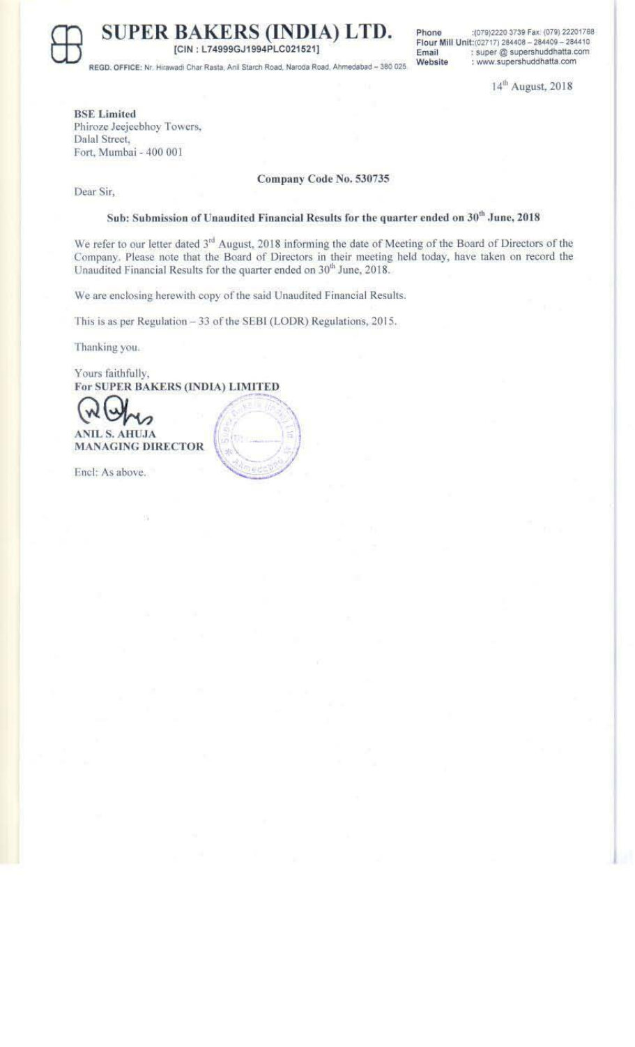# SUPER BAKERS (INDIA) LTD.

[CIN : L74999GJ1994PLC021521]

REGD. OFFICE: Nr. Hirawadi Char Rasta, Anil Starch Road, Naroda Road, Ahmedabad - 380 025.

Phone :(079)2220 3739 Fax: (079) 22201788
Flour Mill Unit:(02717) 284408 – 284409 – 284410
Email : super @ supershuddhatta.com
Website : www.supershuddhatta.com

14th August, 2018

**BSE Limited**
Phiroze Jeejeebhoy Towers,
Dalal Street,
Fort, Mumbai - 400 001

**Company Code No. 530735**

Dear Sir,

**Sub: Submission of Unaudited Financial Results for the quarter ended on 30th June, 2018**

We refer to our letter dated 3rd August, 2018 informing the date of Meeting of the Board of Directors of the Company. Please note that the Board of Directors in their meeting held today, have taken on record the Unaudited Financial Results for the quarter ended on 30th June, 2018.

We are enclosing herewith copy of the said Unaudited Financial Results.

This is as per Regulation – 33 of the SEBI (LODR) Regulations, 2015.

Thanking you.

Yours faithfully,
**For SUPER BAKERS (INDIA) LIMITED**

**ANIL S. AHUJA**
**MANAGING DIRECTOR**

Encl: As above.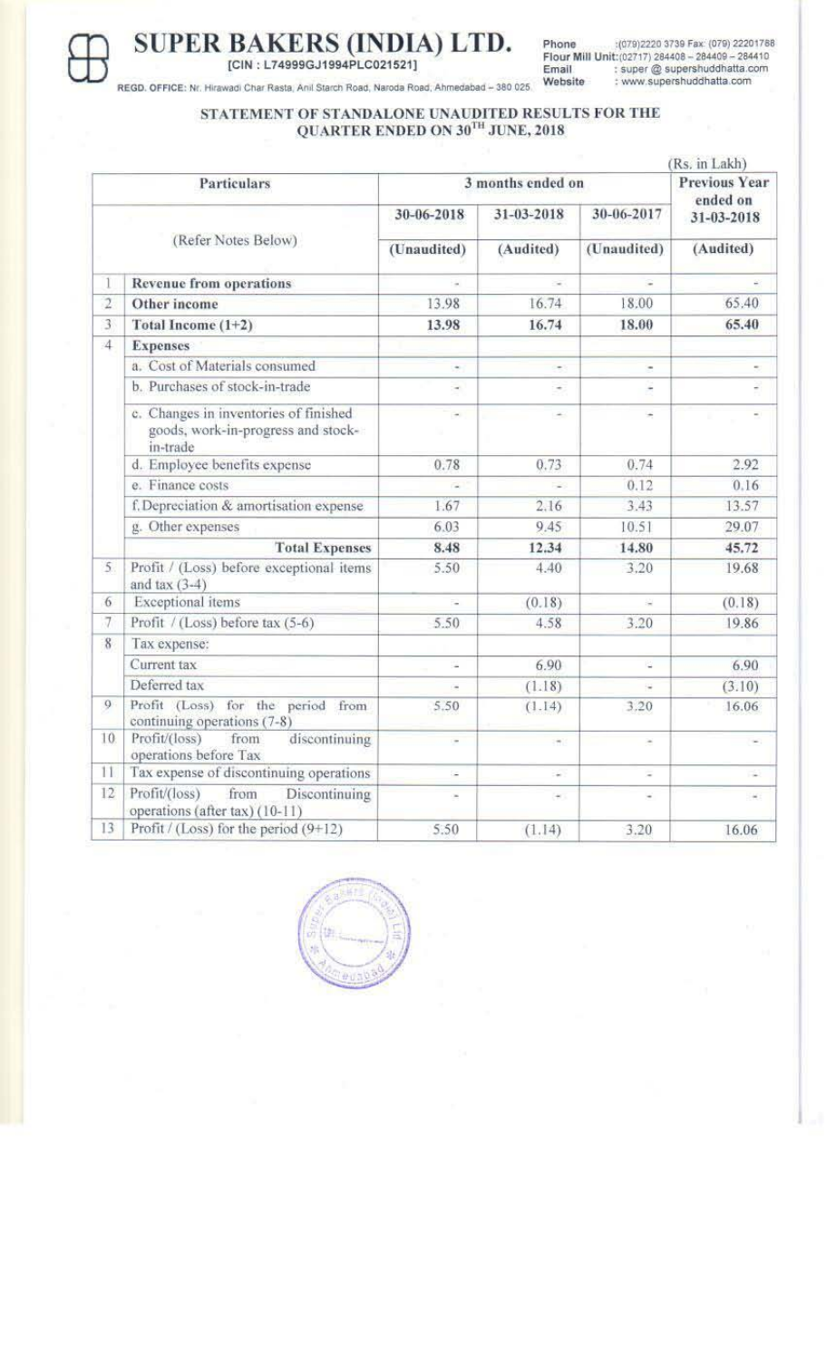# SUPER BAKERS (INDIA) LTD.

[CIN : L74999GJ1994PLC021521]

REGD. OFFICE: Nr. Hirawadi Char Rasta, Anil Starch Road, Naroda Road, Ahmedabad – 380 025

Phone : (079)2220 3739 Fax: (079) 22201788
Flour Mill Unit: (02717) 284408 – 284409 – 284410
Email : super @ supershuddhatta.com
Website : www.supershuddhatta.com

## STATEMENT OF STANDALONE UNAUDITED RESULTS FOR THE QUARTER ENDED ON 30TH JUNE, 2018

(Rs. in Lakh)

| | Particulars | 3 months ended on | | | Previous Year ended on |
|---|---|---|---|---|---|
| | | 30-06-2018 | 31-03-2018 | 30-06-2017 | 31-03-2018 |
| | (Refer Notes Below) | (Unaudited) | (Audited) | (Unaudited) | (Audited) |
| 1 | **Revenue from operations** | - | - | - | - |
| 2 | **Other income** | 13.98 | 16.74 | 18.00 | 65.40 |
| 3 | **Total Income (1+2)** | **13.98** | **16.74** | **18.00** | **65.40** |
| 4 | **Expenses** | | | | |
| | a. Cost of Materials consumed | - | - | - | - |
| | b. Purchases of stock-in-trade | - | - | - | - |
| | c. Changes in inventories of finished goods, work-in-progress and stock-in-trade | - | - | - | - |
| | d. Employee benefits expense | 0.78 | 0.73 | 0.74 | 2.92 |
| | e. Finance costs | - | - | 0.12 | 0.16 |
| | f. Depreciation & amortisation expense | 1.67 | 2.16 | 3.43 | 13.57 |
| | g. Other expenses | 6.03 | 9.45 | 10.51 | 29.07 |
| | **Total Expenses** | **8.48** | **12.34** | **14.80** | **45.72** |
| 5 | Profit / (Loss) before exceptional items and tax (3-4) | 5.50 | 4.40 | 3.20 | 19.68 |
| 6 | Exceptional items | - | (0.18) | - | (0.18) |
| 7 | Profit / (Loss) before tax (5-6) | 5.50 | 4.58 | 3.20 | 19.86 |
| 8 | Tax expense: | | | | |
| | Current tax | - | 6.90 | - | 6.90 |
| | Deferred tax | - | (1.18) | - | (3.10) |
| 9 | Profit (Loss) for the period from continuing operations (7-8) | 5.50 | (1.14) | 3.20 | 16.06 |
| 10 | Profit/(loss) from discontinuing operations before Tax | - | - | - | - |
| 11 | Tax expense of discontinuing operations | - | - | - | - |
| 12 | Profit/(loss) from Discontinuing operations (after tax) (10-11) | - | - | - | - |
| 13 | Profit / (Loss) for the period (9+12) | 5.50 | (1.14) | 3.20 | 16.06 |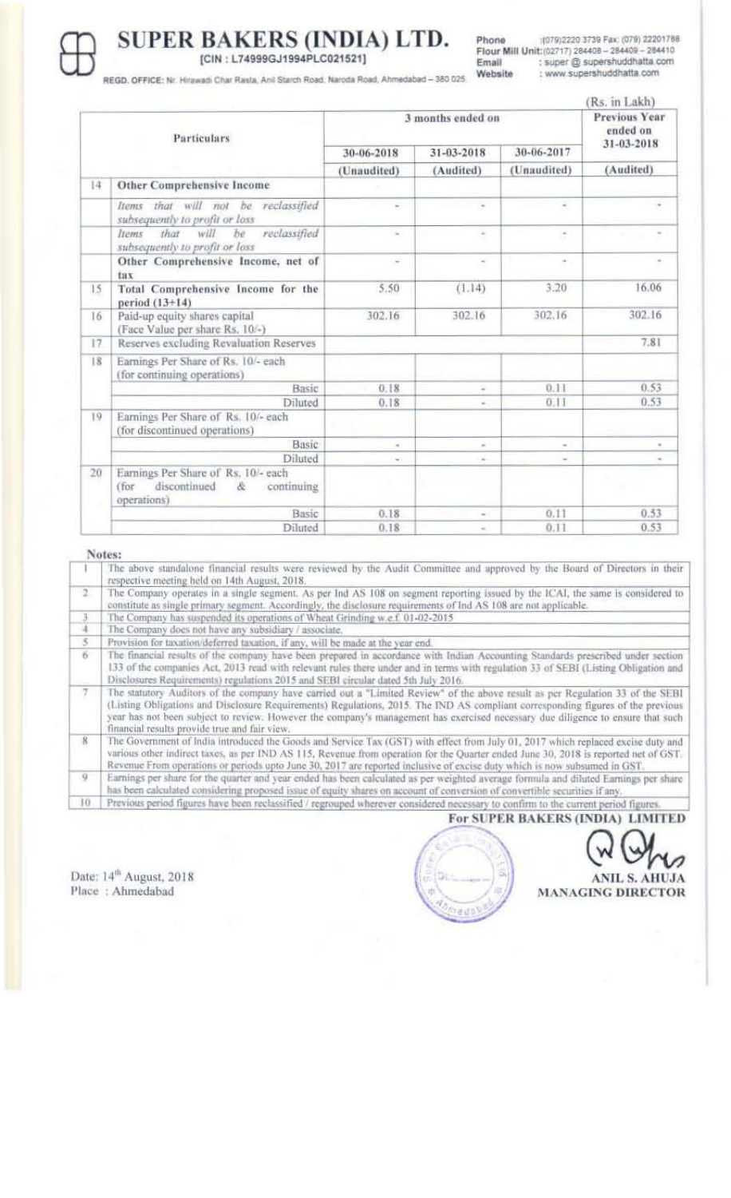# SUPER BAKERS (INDIA) LTD.

[CIN : L74999GJ1994PLC021521]

REGD. OFFICE: Nr. Hirawadi Char Rasta, Anil Starch Road, Naroda Road, Ahmedabad – 380 025.

Phone : (079)2220 3739 Fax: (079) 22201788
Flour Mill Unit: (02717) 284408 – 284409 – 284410
Email : super @ supershuddhatta.com
Website : www.supershuddhatta.com

(Rs. in Lakh)

| | Particulars | 3 months ended on | | | Previous Year ended on 31-03-2018 |
|---|---|---|---|---|---|
| | | 30-06-2018 | 31-03-2018 | 30-06-2017 | |
| | | (Unaudited) | (Audited) | (Unaudited) | (Audited) |
| 14 | **Other Comprehensive Income** | | | | |
| | *Items that will not be reclassified subsequently to profit or loss* | - | - | - | - |
| | *Items that will be reclassified subsequently to profit or loss* | - | - | - | - |
| | **Other Comprehensive Income, net of tax** | - | - | - | - |
| 15 | **Total Comprehensive Income for the period (13+14)** | 5.50 | (1.14) | 3.20 | 16.06 |
| 16 | Paid-up equity shares capital (Face Value per share Rs. 10/-) | 302.16 | 302.16 | 302.16 | 302.16 |
| 17 | Reserves excluding Revaluation Reserves | | | | 7.81 |
| 18 | Earnings Per Share of Rs. 10/- each (for continuing operations) | | | | |
| | Basic | 0.18 | - | 0.11 | 0.53 |
| | Diluted | 0.18 | - | 0.11 | 0.53 |
| 19 | Earnings Per Share of Rs. 10/- each (for discontinued operations) | | | | |
| | Basic | - | - | - | - |
| | Diluted | - | - | - | - |
| 20 | Earnings Per Share of Rs. 10/- each (for discontinued & continuing operations) | | | | |
| | Basic | 0.18 | - | 0.11 | 0.53 |
| | Diluted | 0.18 | - | 0.11 | 0.53 |

**Notes:**

| | |
|---|---|
| 1 | The above standalone financial results were reviewed by the Audit Committee and approved by the Board of Directors in their respective meeting held on 14th August, 2018. |
| 2 | The Company operates in a single segment. As per Ind AS 108 on segment reporting issued by the ICAI, the same is considered to constitute as single primary segment. Accordingly, the disclosure requirements of Ind AS 108 are not applicable. |
| 3 | The Company has suspended its operations of Wheat Grinding w.e.f. 01-02-2015 |
| 4 | The Company does not have any subsidiary / associate. |
| 5 | Provision for taxation/deferred taxation, if any, will be made at the year end. |
| 6 | The financial results of the company have been prepared in accordance with Indian Accounting Standards prescribed under section 133 of the companies Act, 2013 read with relevant rules there under and in terms with regulation 33 of SEBI (Listing Obligation and Disclosures Requirements) regulations 2015 and SEBI circular dated 5th July 2016. |
| 7 | The statutory Auditors of the company have carried out a "Limited Review" of the above result as per Regulation 33 of the SEBI (Listing Obligations and Disclosure Requirements) Regulations, 2015. The IND AS compliant corresponding figures of the previous year has not been subject to review. However the company's management has exercised necessary due diligence to ensure that such financial results provide true and fair view. |
| 8 | The Government of India introduced the Goods and Service Tax (GST) with effect from July 01, 2017 which replaced excise duty and various other indirect taxes, as per IND AS 115, Revenue from operation for the Quarter ended June 30, 2018 is reported net of GST. Revenue From operations or periods upto June 30, 2017 are reported inclusive of excise duty which is now subsumed in GST. |
| 9 | Earnings per share for the quarter and year ended has been calculated as per weighted average formula and diluted Earnings per share has been calculated considering proposed issue of equity shares on account of conversion of convertible securities if any. |
| 10 | Previous period figures have been reclassified / regrouped wherever considered necessary to confirm to the current period figures. |

**For SUPER BAKERS (INDIA) LIMITED**

Date: 14th August, 2018
Place : Ahmedabad

**ANIL S. AHUJA**
**MANAGING DIRECTOR**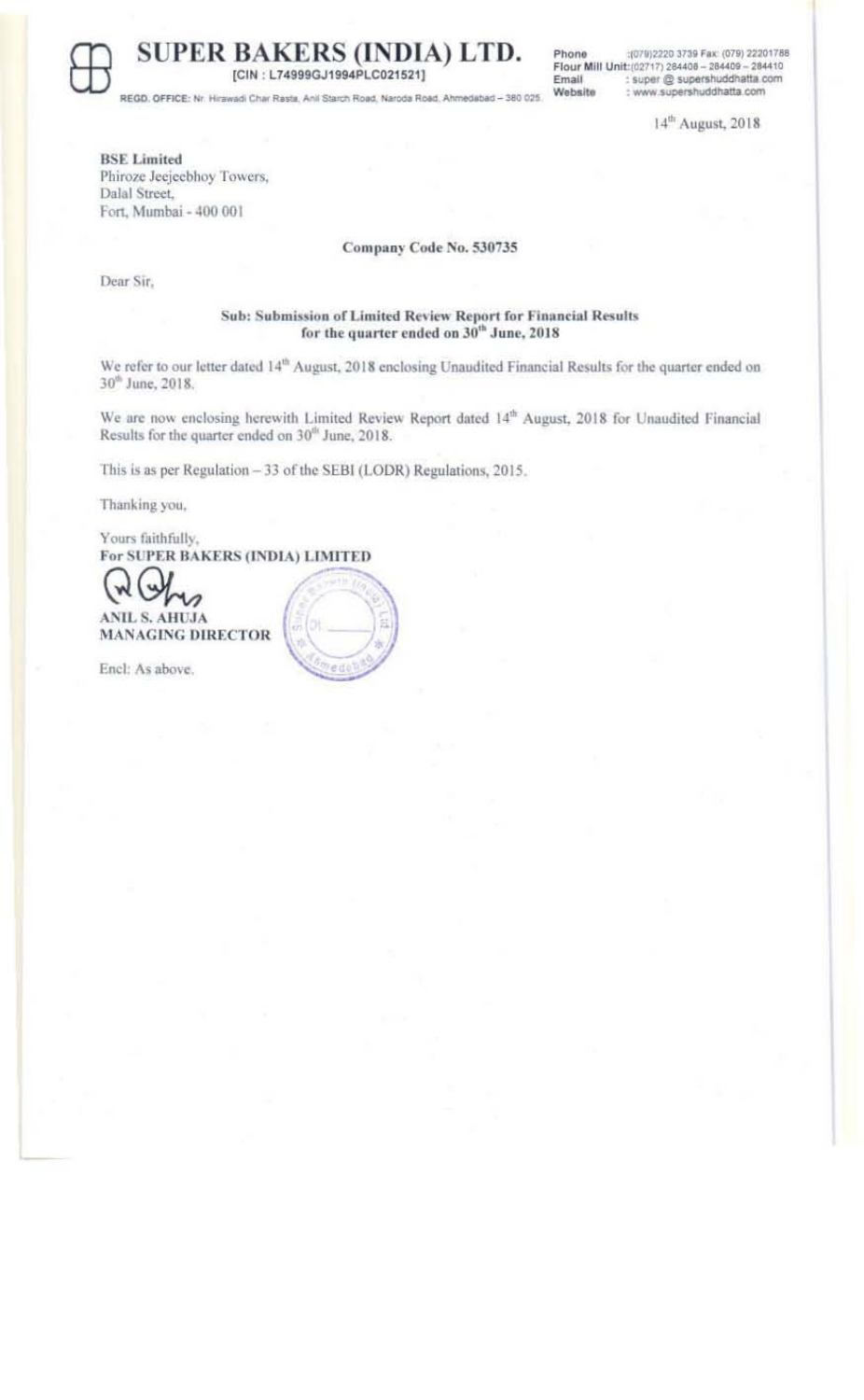# SUPER BAKERS (INDIA) LTD.

[CIN : L74999GJ1994PLC021521]

REGD. OFFICE: Nr. Hirawadi Char Rasta, Anil Starch Road, Naroda Road, Ahmedabad – 380 025.

Phone :(079)2220 3739 Fax: (079) 22201788
Flour Mill Unit:(02717) 284408 – 284409 – 284410
Email : super @ supershuddhatta.com
Website : www.supershuddhatta.com

14th August, 2018

**BSE Limited**
Phiroze Jeejeebhoy Towers,
Dalal Street,
Fort, Mumbai - 400 001

**Company Code No. 530735**

Dear Sir,

**Sub: Submission of Limited Review Report for Financial Results for the quarter ended on 30th June, 2018**

We refer to our letter dated 14th August, 2018 enclosing Unaudited Financial Results for the quarter ended on 30th June, 2018.

We are now enclosing herewith Limited Review Report dated 14th August, 2018 for Unaudited Financial Results for the quarter ended on 30th June, 2018.

This is as per Regulation – 33 of the SEBI (LODR) Regulations, 2015.

Thanking you,

Yours faithfully,
**For SUPER BAKERS (INDIA) LIMITED**

**ANIL S. AHUJA**
**MANAGING DIRECTOR**

Encl: As above.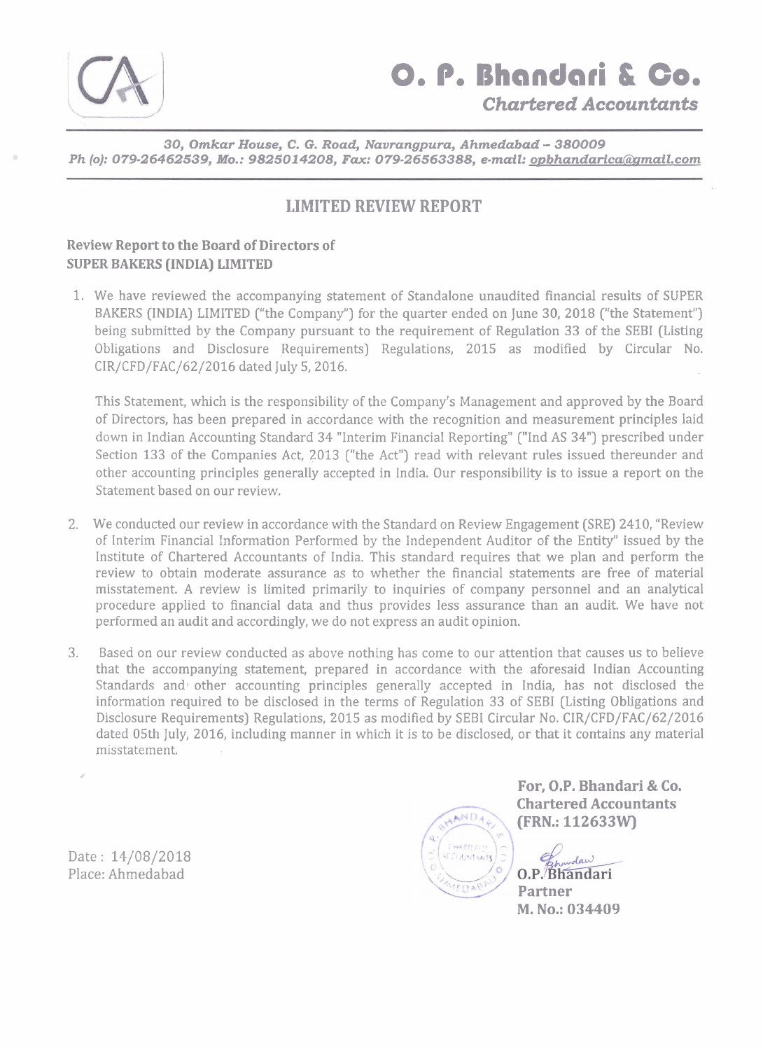# O. P. Bhandari & Co.

*Chartered Accountants*

*30, Omkar House, C. G. Road, Navrangpura, Ahmedabad – 380009*
*Ph (o): 079-26462539, Mo.: 9825014208, Fax: 079-26563388, e-mail: opbhandarica@gmail.com*

## LIMITED REVIEW REPORT

**Review Report to the Board of Directors of**
**SUPER BAKERS (INDIA) LIMITED**

1. We have reviewed the accompanying statement of Standalone unaudited financial results of SUPER BAKERS (INDIA) LIMITED ("the Company") for the quarter ended on June 30, 2018 ("the Statement") being submitted by the Company pursuant to the requirement of Regulation 33 of the SEBI (Listing Obligations and Disclosure Requirements) Regulations, 2015 as modified by Circular No. CIR/CFD/FAC/62/2016 dated July 5, 2016.

   This Statement, which is the responsibility of the Company's Management and approved by the Board of Directors, has been prepared in accordance with the recognition and measurement principles laid down in Indian Accounting Standard 34 "Interim Financial Reporting" ("Ind AS 34") prescribed under Section 133 of the Companies Act, 2013 ("the Act") read with relevant rules issued thereunder and other accounting principles generally accepted in India. Our responsibility is to issue a report on the Statement based on our review.

2. We conducted our review in accordance with the Standard on Review Engagement (SRE) 2410, "Review of Interim Financial Information Performed by the Independent Auditor of the Entity" issued by the Institute of Chartered Accountants of India. This standard requires that we plan and perform the review to obtain moderate assurance as to whether the financial statements are free of material misstatement. A review is limited primarily to inquiries of company personnel and an analytical procedure applied to financial data and thus provides less assurance than an audit. We have not performed an audit and accordingly, we do not express an audit opinion.

3. Based on our review conducted as above nothing has come to our attention that causes us to believe that the accompanying statement, prepared in accordance with the aforesaid Indian Accounting Standards and other accounting principles generally accepted in India, has not disclosed the information required to be disclosed in the terms of Regulation 33 of SEBI (Listing Obligations and Disclosure Requirements) Regulations, 2015 as modified by SEBI Circular No. CIR/CFD/FAC/62/2016 dated 05th July, 2016, including manner in which it is to be disclosed, or that it contains any material misstatement.

**For, O.P. Bhandari & Co.**
**Chartered Accountants**
**(FRN.: 112633W)**

**O.P. Bhandari**
**Partner**
**M. No.: 034409**

Date : 14/08/2018
Place: Ahmedabad